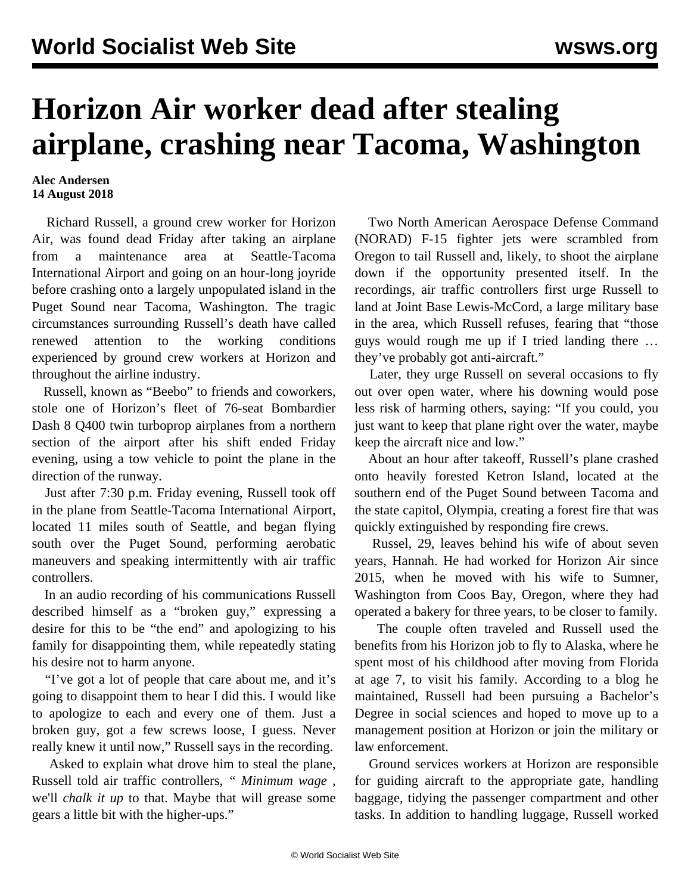# Horizon Air worker dead after stealing airplane, crashing near Tacoma, Washington

**Alec Andersen**
**14 August 2018**

Richard Russell, a ground crew worker for Horizon Air, was found dead Friday after taking an airplane from a maintenance area at Seattle-Tacoma International Airport and going on an hour-long joyride before crashing onto a largely unpopulated island in the Puget Sound near Tacoma, Washington. The tragic circumstances surrounding Russell's death have called renewed attention to the working conditions experienced by ground crew workers at Horizon and throughout the airline industry.

Russell, known as "Beebo" to friends and coworkers, stole one of Horizon's fleet of 76-seat Bombardier Dash 8 Q400 twin turboprop airplanes from a northern section of the airport after his shift ended Friday evening, using a tow vehicle to point the plane in the direction of the runway.

Just after 7:30 p.m. Friday evening, Russell took off in the plane from Seattle-Tacoma International Airport, located 11 miles south of Seattle, and began flying south over the Puget Sound, performing aerobatic maneuvers and speaking intermittently with air traffic controllers.

In an audio recording of his communications Russell described himself as a "broken guy," expressing a desire for this to be "the end" and apologizing to his family for disappointing them, while repeatedly stating his desire not to harm anyone.

"I've got a lot of people that care about me, and it's going to disappoint them to hear I did this. I would like to apologize to each and every one of them. Just a broken guy, got a few screws loose, I guess. Never really knew it until now," Russell says in the recording.

Asked to explain what drove him to steal the plane, Russell told air traffic controllers, " *Minimum wage* , we'll *chalk it up* to that. Maybe that will grease some gears a little bit with the higher-ups."

Two North American Aerospace Defense Command (NORAD) F-15 fighter jets were scrambled from Oregon to tail Russell and, likely, to shoot the airplane down if the opportunity presented itself. In the recordings, air traffic controllers first urge Russell to land at Joint Base Lewis-McCord, a large military base in the area, which Russell refuses, fearing that "those guys would rough me up if I tried landing there … they've probably got anti-aircraft."

Later, they urge Russell on several occasions to fly out over open water, where his downing would pose less risk of harming others, saying: "If you could, you just want to keep that plane right over the water, maybe keep the aircraft nice and low."

About an hour after takeoff, Russell's plane crashed onto heavily forested Ketron Island, located at the southern end of the Puget Sound between Tacoma and the state capitol, Olympia, creating a forest fire that was quickly extinguished by responding fire crews.

Russel, 29, leaves behind his wife of about seven years, Hannah. He had worked for Horizon Air since 2015, when he moved with his wife to Sumner, Washington from Coos Bay, Oregon, where they had operated a bakery for three years, to be closer to family.

The couple often traveled and Russell used the benefits from his Horizon job to fly to Alaska, where he spent most of his childhood after moving from Florida at age 7, to visit his family. According to a blog he maintained, Russell had been pursuing a Bachelor's Degree in social sciences and hoped to move up to a management position at Horizon or join the military or law enforcement.

Ground services workers at Horizon are responsible for guiding aircraft to the appropriate gate, handling baggage, tidying the passenger compartment and other tasks. In addition to handling luggage, Russell worked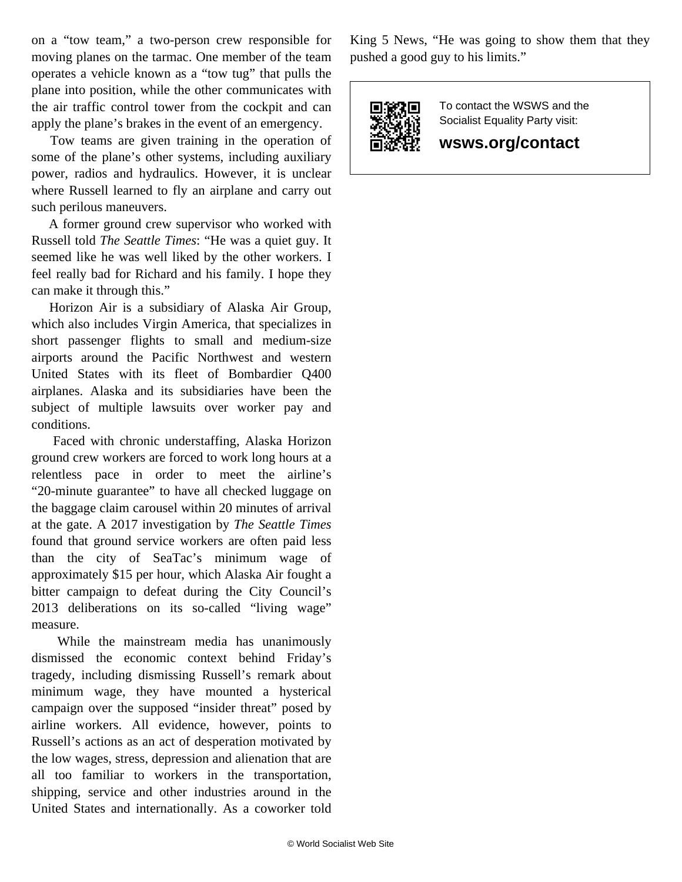on a "tow team," a two-person crew responsible for moving planes on the tarmac. One member of the team operates a vehicle known as a "tow tug" that pulls the plane into position, while the other communicates with the air traffic control tower from the cockpit and can apply the plane's brakes in the event of an emergency.

Tow teams are given training in the operation of some of the plane's other systems, including auxiliary power, radios and hydraulics. However, it is unclear where Russell learned to fly an airplane and carry out such perilous maneuvers.

A former ground crew supervisor who worked with Russell told *The Seattle Times*: "He was a quiet guy. It seemed like he was well liked by the other workers. I feel really bad for Richard and his family. I hope they can make it through this."

Horizon Air is a subsidiary of Alaska Air Group, which also includes Virgin America, that specializes in short passenger flights to small and medium-size airports around the Pacific Northwest and western United States with its fleet of Bombardier Q400 airplanes. Alaska and its subsidiaries have been the subject of multiple lawsuits over worker pay and conditions.

Faced with chronic understaffing, Alaska Horizon ground crew workers are forced to work long hours at a relentless pace in order to meet the airline's "20-minute guarantee" to have all checked luggage on the baggage claim carousel within 20 minutes of arrival at the gate. A 2017 investigation by *The Seattle Times* found that ground service workers are often paid less than the city of SeaTac's minimum wage of approximately $15 per hour, which Alaska Air fought a bitter campaign to defeat during the City Council's 2013 deliberations on its so-called "living wage" measure.

While the mainstream media has unanimously dismissed the economic context behind Friday's tragedy, including dismissing Russell's remark about minimum wage, they have mounted a hysterical campaign over the supposed "insider threat" posed by airline workers. All evidence, however, points to Russell's actions as an act of desperation motivated by the low wages, stress, depression and alienation that are all too familiar to workers in the transportation, shipping, service and other industries around in the United States and internationally. As a coworker told King 5 News, "He was going to show them that they pushed a good guy to his limits."

To contact the WSWS and the Socialist Equality Party visit:

**wsws.org/contact**